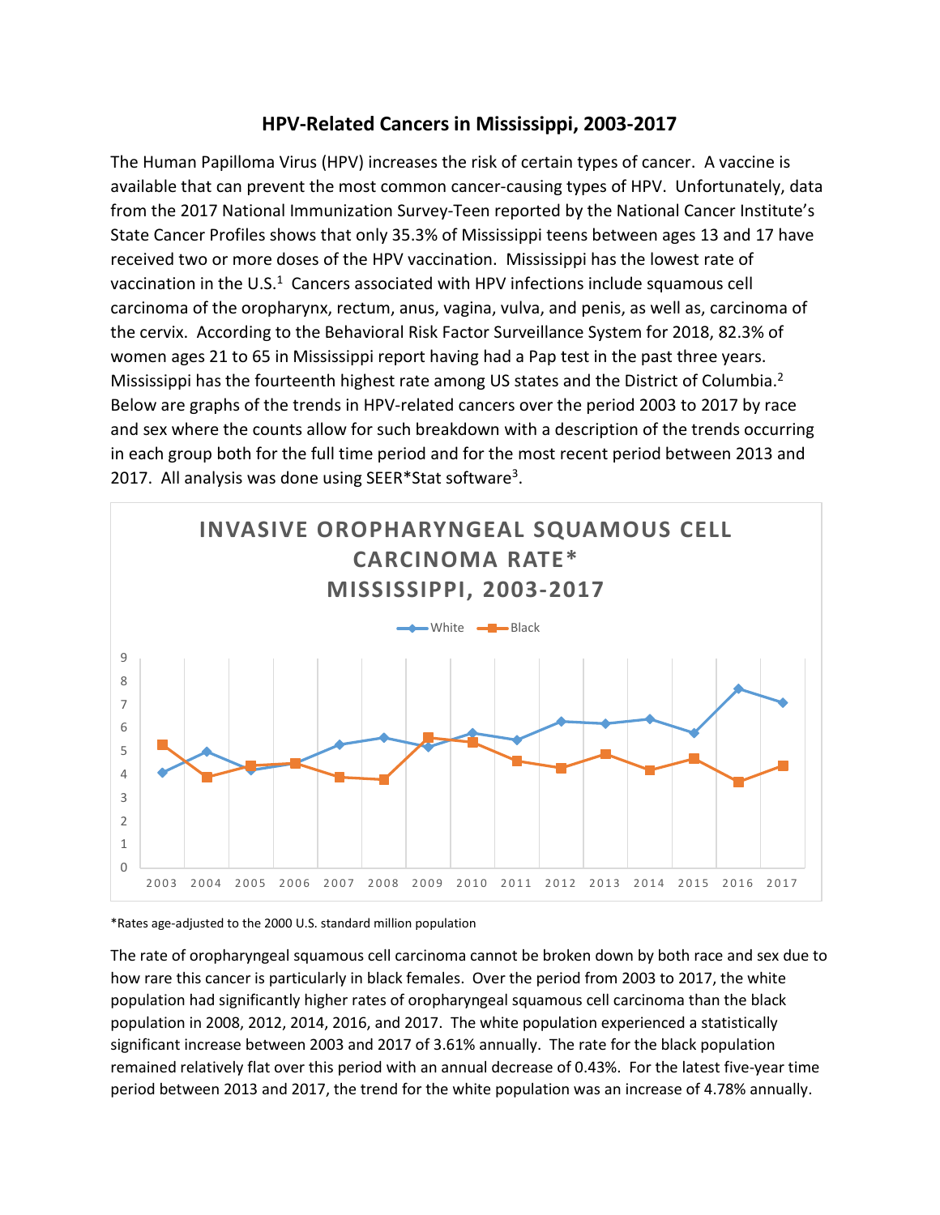# HPV-Related Cancers in Mississippi, 2003-2017

The Human Papilloma Virus (HPV) increases the risk of certain types of cancer. A vaccine is available that can prevent the most common cancer-causing types of HPV. Unfortunately, data from the 2017 National Immunization Survey-Teen reported by the National Cancer Institute's State Cancer Profiles shows that only 35.3% of Mississippi teens between ages 13 and 17 have received two or more doses of the HPV vaccination. Mississippi has the lowest rate of vaccination in the U.S.[1] Cancers associated with HPV infections include squamous cell carcinoma of the oropharynx, rectum, anus, vagina, vulva, and penis, as well as, carcinoma of the cervix. According to the Behavioral Risk Factor Surveillance System for 2018, 82.3% of women ages 21 to 65 in Mississippi report having had a Pap test in the past three years. Mississippi has the fourteenth highest rate among US states and the District of Columbia.[2] Below are graphs of the trends in HPV-related cancers over the period 2003 to 2017 by race and sex where the counts allow for such breakdown with a description of the trends occurring in each group both for the full time period and for the most recent period between 2013 and 2017. All analysis was done using SEER*Stat software[3].

**INVASIVE OROPHARYNGEAL SQUAMOUS CELL CARCINOMA RATE* MISSISSIPPI, 2003-2017**

*Rates age-adjusted to the 2000 U.S. standard million population

The rate of oropharyngeal squamous cell carcinoma cannot be broken down by both race and sex due to how rare this cancer is particularly in black females. Over the period from 2003 to 2017, the white population had significantly higher rates of oropharyngeal squamous cell carcinoma than the black population in 2008, 2012, 2014, 2016, and 2017. The white population experienced a statistically significant increase between 2003 and 2017 of 3.61% annually. The rate for the black population remained relatively flat over this period with an annual decrease of 0.43%. For the latest five-year time period between 2013 and 2017, the trend for the white population was an increase of 4.78% annually.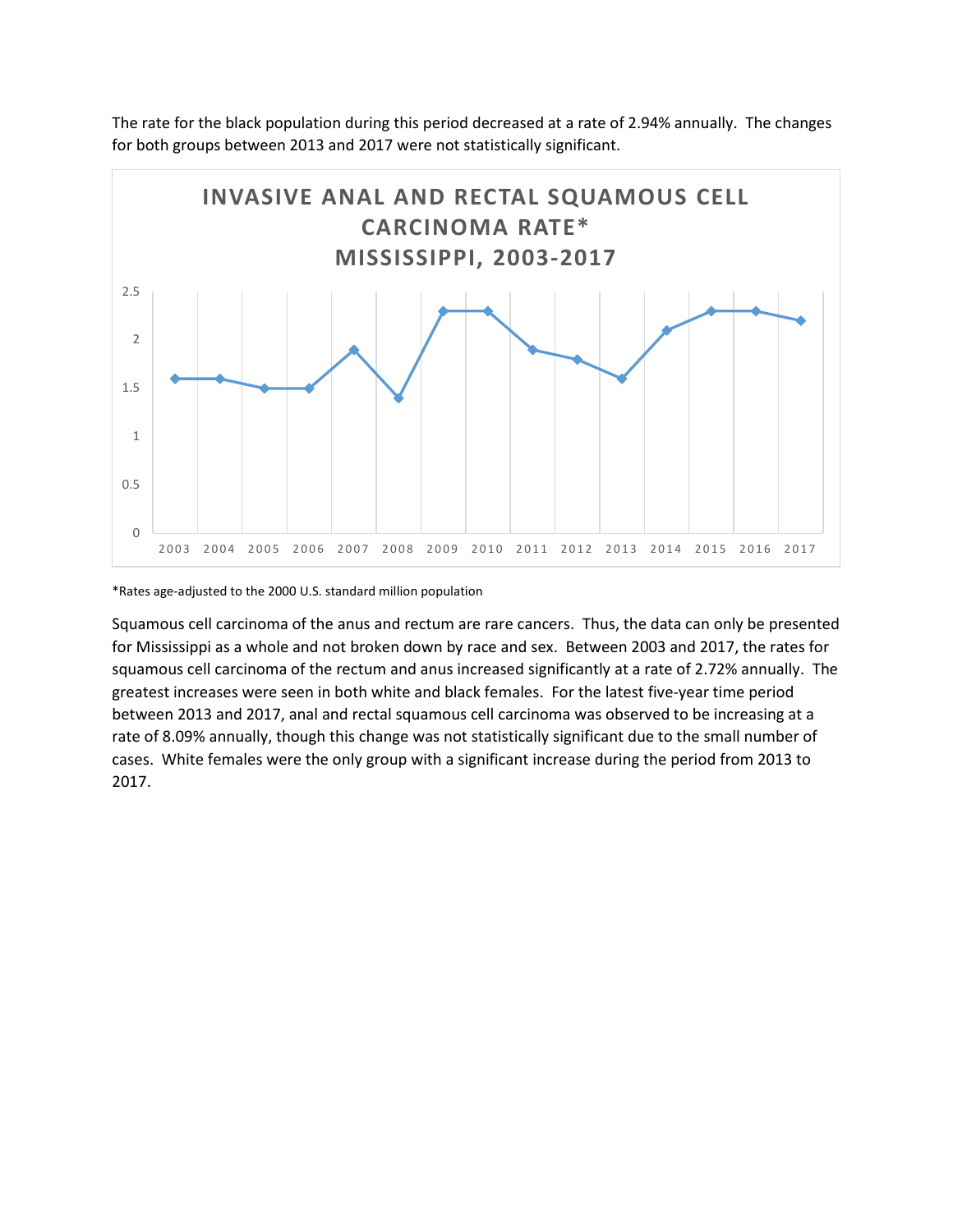The rate for the black population during this period decreased at a rate of 2.94% annually. The changes for both groups between 2013 and 2017 were not statistically significant.

**INVASIVE ANAL AND RECTAL SQUAMOUS CELL CARCINOMA RATE***
**MISSISSIPPI, 2003-2017**

| Year | Rate |
|---|---|
| 2003 | 1.6 |
| 2004 | 1.6 |
| 2005 | 1.5 |
| 2006 | 1.5 |
| 2007 | 1.9 |
| 2008 | 1.4 |
| 2009 | 2.3 |
| 2010 | 2.3 |
| 2011 | 1.9 |
| 2012 | 1.8 |
| 2013 | 1.6 |
| 2014 | 2.1 |
| 2015 | 2.3 |
| 2016 | 2.3 |
| 2017 | 2.2 |

*Rates age-adjusted to the 2000 U.S. standard million population

Squamous cell carcinoma of the anus and rectum are rare cancers. Thus, the data can only be presented for Mississippi as a whole and not broken down by race and sex. Between 2003 and 2017, the rates for squamous cell carcinoma of the rectum and anus increased significantly at a rate of 2.72% annually. The greatest increases were seen in both white and black females. For the latest five-year time period between 2013 and 2017, anal and rectal squamous cell carcinoma was observed to be increasing at a rate of 8.09% annually, though this change was not statistically significant due to the small number of cases. White females were the only group with a significant increase during the period from 2013 to 2017.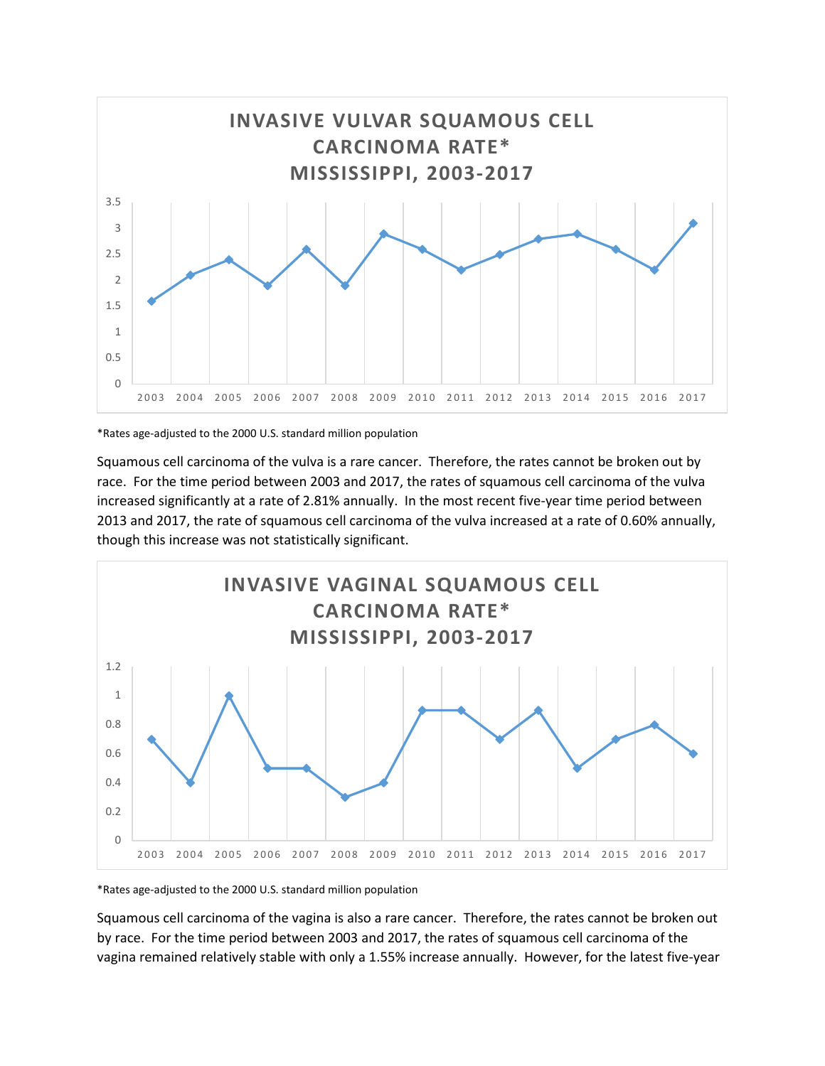## INVASIVE VULVAR SQUAMOUS CELL CARCINOMA RATE* MISSISSIPPI, 2003-2017

| Year | Rate |
|---|---|
| 2003 | 1.6 |
| 2004 | 2.1 |
| 2005 | 2.4 |
| 2006 | 1.9 |
| 2007 | 2.6 |
| 2008 | 1.9 |
| 2009 | 2.9 |
| 2010 | 2.6 |
| 2011 | 2.2 |
| 2012 | 2.5 |
| 2013 | 2.8 |
| 2014 | 2.9 |
| 2015 | 2.6 |
| 2016 | 2.2 |
| 2017 | 3.1 |

*Rates age-adjusted to the 2000 U.S. standard million population

Squamous cell carcinoma of the vulva is a rare cancer. Therefore, the rates cannot be broken out by race. For the time period between 2003 and 2017, the rates of squamous cell carcinoma of the vulva increased significantly at a rate of 2.81% annually. In the most recent five-year time period between 2013 and 2017, the rate of squamous cell carcinoma of the vulva increased at a rate of 0.60% annually, though this increase was not statistically significant.

## INVASIVE VAGINAL SQUAMOUS CELL CARCINOMA RATE* MISSISSIPPI, 2003-2017

| Year | Rate |
|---|---|
| 2003 | 0.7 |
| 2004 | 0.4 |
| 2005 | 1.0 |
| 2006 | 0.5 |
| 2007 | 0.5 |
| 2008 | 0.3 |
| 2009 | 0.4 |
| 2010 | 0.9 |
| 2011 | 0.9 |
| 2012 | 0.7 |
| 2013 | 0.9 |
| 2014 | 0.5 |
| 2015 | 0.7 |
| 2016 | 0.8 |
| 2017 | 0.6 |

*Rates age-adjusted to the 2000 U.S. standard million population

Squamous cell carcinoma of the vagina is also a rare cancer. Therefore, the rates cannot be broken out by race. For the time period between 2003 and 2017, the rates of squamous cell carcinoma of the vagina remained relatively stable with only a 1.55% increase annually. However, for the latest five-year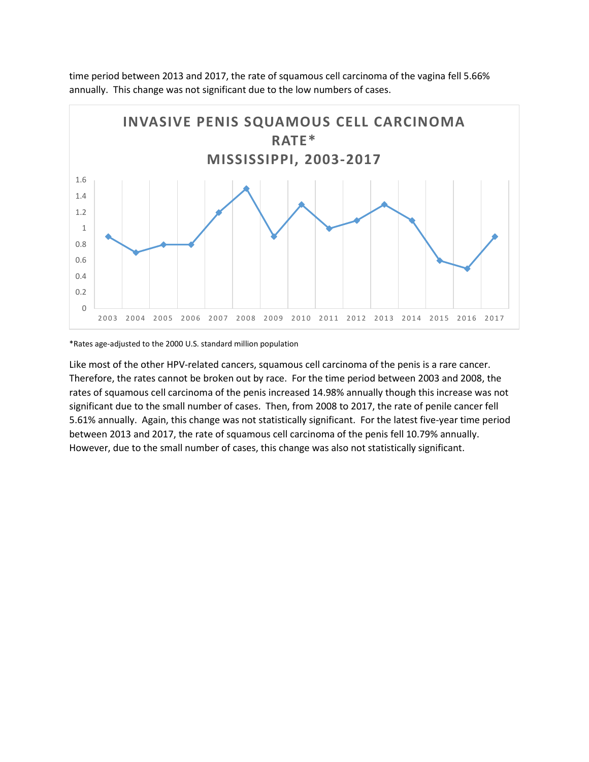time period between 2013 and 2017, the rate of squamous cell carcinoma of the vagina fell 5.66% annually. This change was not significant due to the low numbers of cases.

**INVASIVE PENIS SQUAMOUS CELL CARCINOMA RATE***
**MISSISSIPPI, 2003-2017**

| Year | Rate |
| --- | --- |
| 2003 | 0.9 |
| 2004 | 0.7 |
| 2005 | 0.8 |
| 2006 | 0.8 |
| 2007 | 1.2 |
| 2008 | 1.5 |
| 2009 | 0.9 |
| 2010 | 1.3 |
| 2011 | 1.0 |
| 2012 | 1.1 |
| 2013 | 1.3 |
| 2014 | 1.1 |
| 2015 | 0.6 |
| 2016 | 0.5 |
| 2017 | 0.9 |

*Rates age-adjusted to the 2000 U.S. standard million population

Like most of the other HPV-related cancers, squamous cell carcinoma of the penis is a rare cancer. Therefore, the rates cannot be broken out by race. For the time period between 2003 and 2008, the rates of squamous cell carcinoma of the penis increased 14.98% annually though this increase was not significant due to the small number of cases. Then, from 2008 to 2017, the rate of penile cancer fell 5.61% annually. Again, this change was not statistically significant. For the latest five-year time period between 2013 and 2017, the rate of squamous cell carcinoma of the penis fell 10.79% annually. However, due to the small number of cases, this change was also not statistically significant.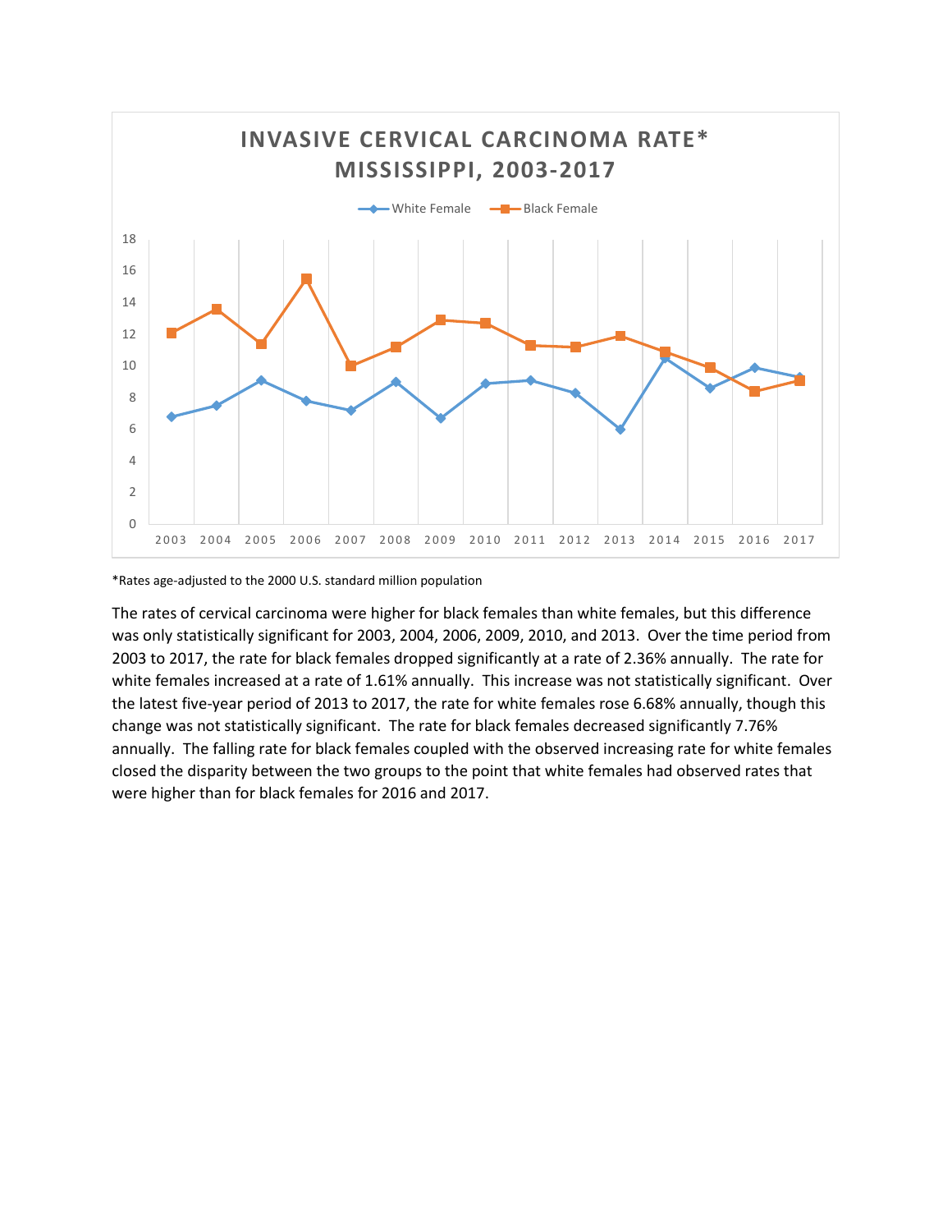INVASIVE CERVICAL CARCINOMA RATE*
MISSISSIPPI, 2003-2017

*Rates age-adjusted to the 2000 U.S. standard million population

The rates of cervical carcinoma were higher for black females than white females, but this difference was only statistically significant for 2003, 2004, 2006, 2009, 2010, and 2013. Over the time period from 2003 to 2017, the rate for black females dropped significantly at a rate of 2.36% annually. The rate for white females increased at a rate of 1.61% annually. This increase was not statistically significant. Over the latest five-year period of 2013 to 2017, the rate for white females rose 6.68% annually, though this change was not statistically significant. The rate for black females decreased significantly 7.76% annually. The falling rate for black females coupled with the observed increasing rate for white females closed the disparity between the two groups to the point that white females had observed rates that were higher than for black females for 2016 and 2017.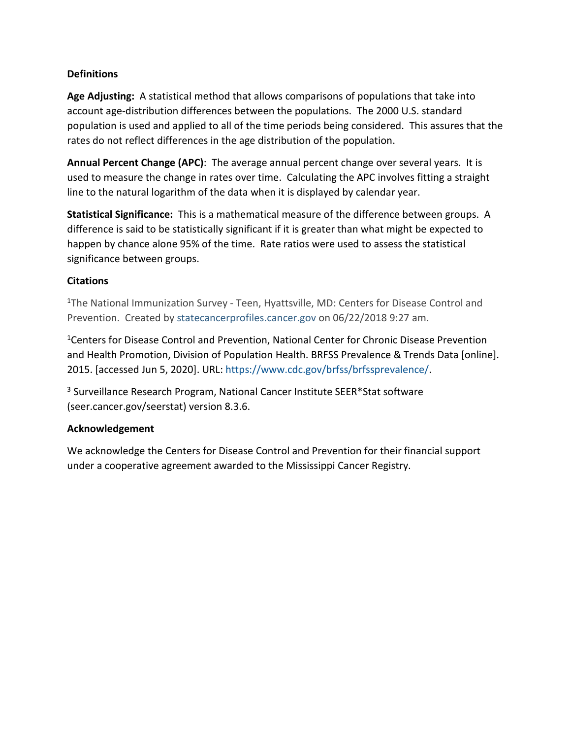**Definitions**

**Age Adjusting:** A statistical method that allows comparisons of populations that take into account age-distribution differences between the populations. The 2000 U.S. standard population is used and applied to all of the time periods being considered. This assures that the rates do not reflect differences in the age distribution of the population.

**Annual Percent Change (APC)**: The average annual percent change over several years. It is used to measure the change in rates over time. Calculating the APC involves fitting a straight line to the natural logarithm of the data when it is displayed by calendar year.

**Statistical Significance:** This is a mathematical measure of the difference between groups. A difference is said to be statistically significant if it is greater than what might be expected to happen by chance alone 95% of the time. Rate ratios were used to assess the statistical significance between groups.

**Citations**

[1]The National Immunization Survey - Teen, Hyattsville, MD: Centers for Disease Control and Prevention. Created by statecancerprofiles.cancer.gov on 06/22/2018 9:27 am.

[1]Centers for Disease Control and Prevention, National Center for Chronic Disease Prevention and Health Promotion, Division of Population Health. BRFSS Prevalence & Trends Data [online]. 2015. [accessed Jun 5, 2020]. URL: https://www.cdc.gov/brfss/brfssprevalence/.

[3] Surveillance Research Program, National Cancer Institute SEER*Stat software (seer.cancer.gov/seerstat) version 8.3.6.

**Acknowledgement**

We acknowledge the Centers for Disease Control and Prevention for their financial support under a cooperative agreement awarded to the Mississippi Cancer Registry.